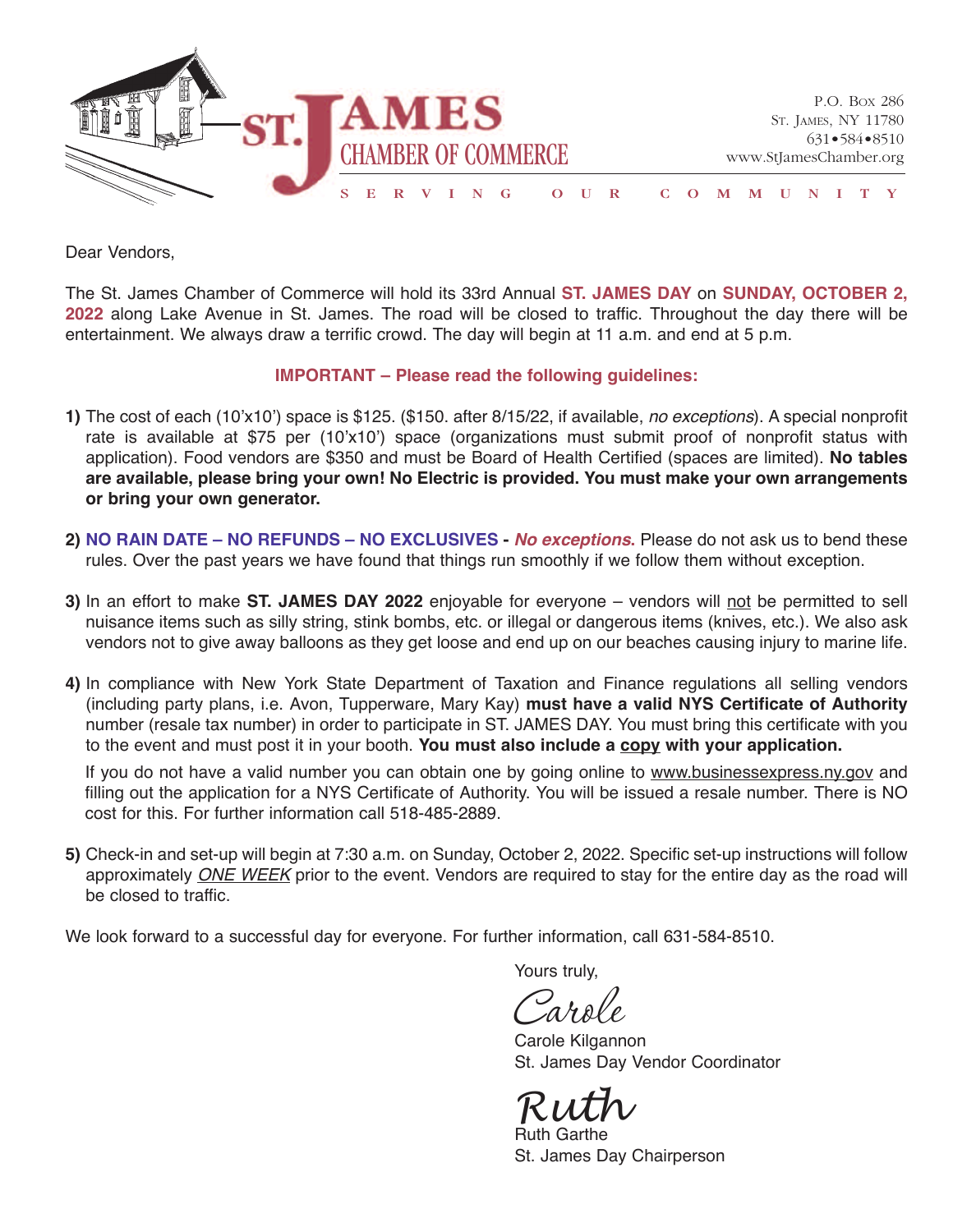# ST. JAMES CHAMBER OF COMMERCE

SERVING OUR COMMUNITY

P.O. Box 286
St. James, NY 11780
631•584•8510
www.StJamesChamber.org

Dear Vendors,

The St. James Chamber of Commerce will hold its 33rd Annual **ST. JAMES DAY** on **SUNDAY, OCTOBER 2, 2022** along Lake Avenue in St. James. The road will be closed to traffic. Throughout the day there will be entertainment. We always draw a terrific crowd. The day will begin at 11 a.m. and end at 5 p.m.

**IMPORTANT – Please read the following guidelines:**

**1)** The cost of each (10'x10') space is $125. ($150. after 8/15/22, if available, *no exceptions*). A special nonprofit rate is available at $75 per (10'x10') space (organizations must submit proof of nonprofit status with application). Food vendors are $350 and must be Board of Health Certified (spaces are limited). **No tables are available, please bring your own! No Electric is provided. You must make your own arrangements or bring your own generator.**

**2) NO RAIN DATE – NO REFUNDS – NO EXCLUSIVES - *No exceptions.*** Please do not ask us to bend these rules. Over the past years we have found that things run smoothly if we follow them without exception.

**3)** In an effort to make **ST. JAMES DAY 2022** enjoyable for everyone – vendors will not be permitted to sell nuisance items such as silly string, stink bombs, etc. or illegal or dangerous items (knives, etc.). We also ask vendors not to give away balloons as they get loose and end up on our beaches causing injury to marine life.

**4)** In compliance with New York State Department of Taxation and Finance regulations all selling vendors (including party plans, i.e. Avon, Tupperware, Mary Kay) **must have a valid NYS Certificate of Authority** number (resale tax number) in order to participate in ST. JAMES DAY. You must bring this certificate with you to the event and must post it in your booth. **You must also include a copy with your application.**

If you do not have a valid number you can obtain one by going online to www.businessexpress.ny.gov and filling out the application for a NYS Certificate of Authority. You will be issued a resale number. There is NO cost for this. For further information call 518-485-2889.

**5)** Check-in and set-up will begin at 7:30 a.m. on Sunday, October 2, 2022. Specific set-up instructions will follow approximately *ONE WEEK* prior to the event. Vendors are required to stay for the entire day as the road will be closed to traffic.

We look forward to a successful day for everyone. For further information, call 631-584-8510.

Yours truly,

*Carole*
Carole Kilgannon
St. James Day Vendor Coordinator

*Ruth*
Ruth Garthe
St. James Day Chairperson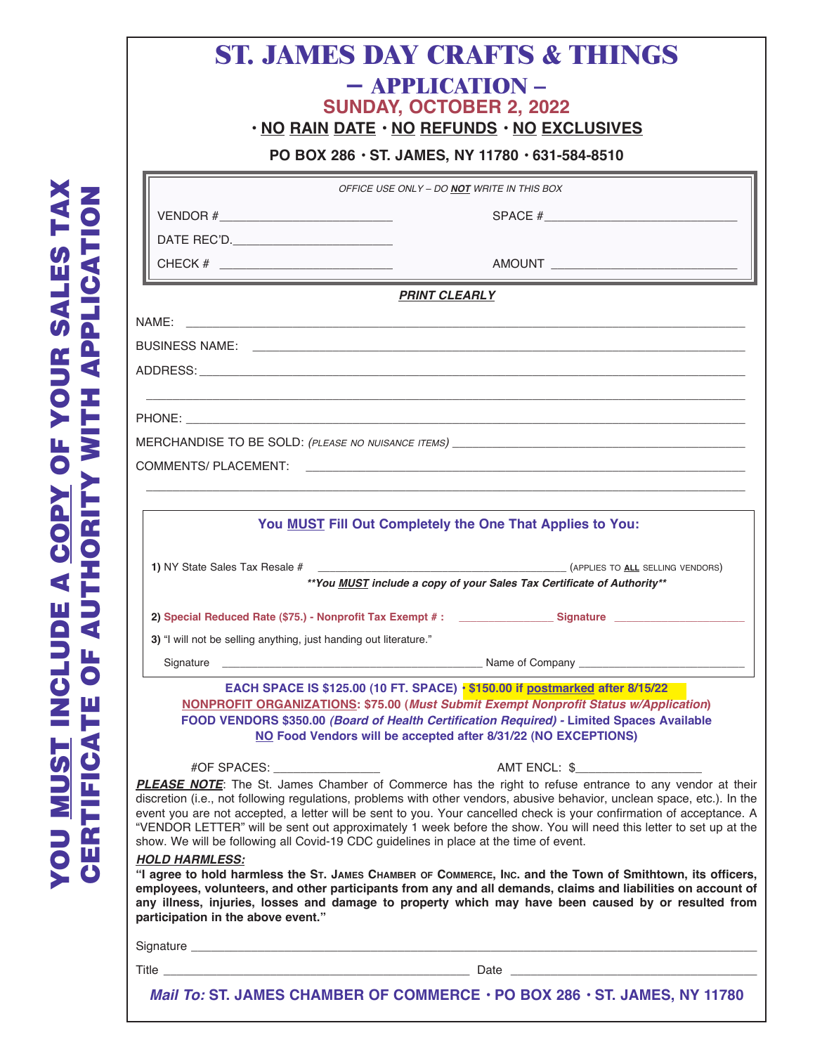# ST. JAMES DAY CRAFTS & THINGS

## – APPLICATION –

### SUNDAY, OCTOBER 2, 2022

**• NO RAIN DATE • NO REFUNDS • NO EXCLUSIVES**

**PO BOX 286 • ST. JAMES, NY 11780 • 631-584-8510**

*OFFICE USE ONLY – DO **NOT** WRITE IN THIS BOX*

VENDOR #________________________ SPACE #____________________________

DATE REC'D.______________________

CHECK # ________________________ AMOUNT ____________________________

***PRINT CLEARLY***

NAME: ____________________________________________________________________________

BUSINESS NAME: ____________________________________________________________________

ADDRESS: __________________________________________________________________________

___________________________________________________________________________________

PHONE: ____________________________________________________________________________

MERCHANDISE TO BE SOLD: *(PLEASE NO NUISANCE ITEMS)* ___________________________________

COMMENTS/ PLACEMENT: _____________________________________________________________

___________________________________________________________________________________

**You MUST Fill Out Completely the One That Applies to You:**

**1)** NY State Sales Tax Resale # ______________________________________ (APPLIES TO **ALL** SELLING VENDORS)

***\*\*You MUST include a copy of your Sales Tax Certificate of Authority\*\****

**2) Special Reduced Rate ($75.) - Nonprofit Tax Exempt # :** _______________ **Signature** ____________________

**3)** "I will not be selling anything, just handing out literature."

Signature __________________________________________ Name of Company __________________________

**EACH SPACE IS $125.00 (10 FT. SPACE) • $150.00 if postmarked after 8/15/22**

**NONPROFIT ORGANIZATIONS: $75.00 (*Must Submit Exempt Nonprofit Status w/Application*)**

**FOOD VENDORS $350.00 *(Board of Health Certification Required)* - Limited Spaces Available**

**NO Food Vendors will be accepted after 8/31/22 (NO EXCEPTIONS)**

#OF SPACES: _______________ AMT ENCL: $__________________

***PLEASE NOTE***: The St. James Chamber of Commerce has the right to refuse entrance to any vendor at their discretion (i.e., not following regulations, problems with other vendors, abusive behavior, unclean space, etc.). In the event you are not accepted, a letter will be sent to you. Your cancelled check is your confirmation of acceptance. A "VENDOR LETTER" will be sent out approximately 1 week before the show. You will need this letter to set up at the show. We will be following all Covid-19 CDC guidelines in place at the time of event.

***HOLD HARMLESS:***

**"I agree to hold harmless the ST. JAMES CHAMBER OF COMMERCE, INC. and the Town of Smithtown, its officers, employees, volunteers, and other participants from any and all demands, claims and liabilities on account of any illness, injuries, losses and damage to property which may have been caused by or resulted from participation in the above event."**

Signature _________________________________________________________________________

Title ____________________________________________ Date __________________________________

***Mail To:* ST. JAMES CHAMBER OF COMMERCE • PO BOX 286 • ST. JAMES, NY 11780**

**YOU MUST INCLUDE A COPY OF YOUR SALES TAX CERTIFICATE OF AUTHORITY WITH APPLICATION**